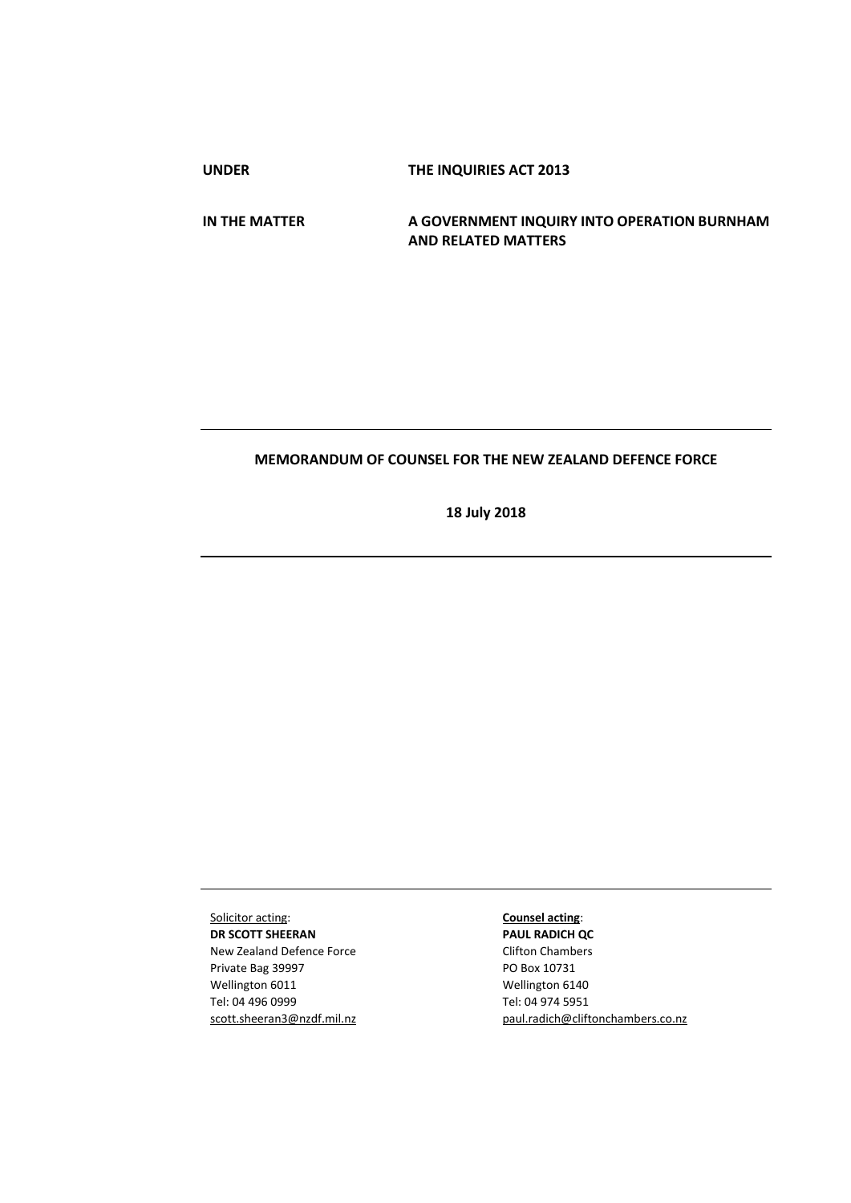**UNDER** **THE INQUIRIES ACT 2013**

**IN THE MATTER** **A GOVERNMENT INQUIRY INTO OPERATION BURNHAM AND RELATED MATTERS**

---

**MEMORANDUM OF COUNSEL FOR THE NEW ZEALAND DEFENCE FORCE**

**18 July 2018**

---

---

| Solicitor acting: | **Counsel acting**: |
|---|---|
| **DR SCOTT SHEERAN** | **PAUL RADICH QC** |
| New Zealand Defence Force | Clifton Chambers |
| Private Bag 39997 | PO Box 10731 |
| Wellington 6011 | Wellington 6140 |
| Tel: 04 496 0999 | Tel: 04 974 5951 |
| scott.sheeran3@nzdf.mil.nz | paul.radich@cliftonchambers.co.nz |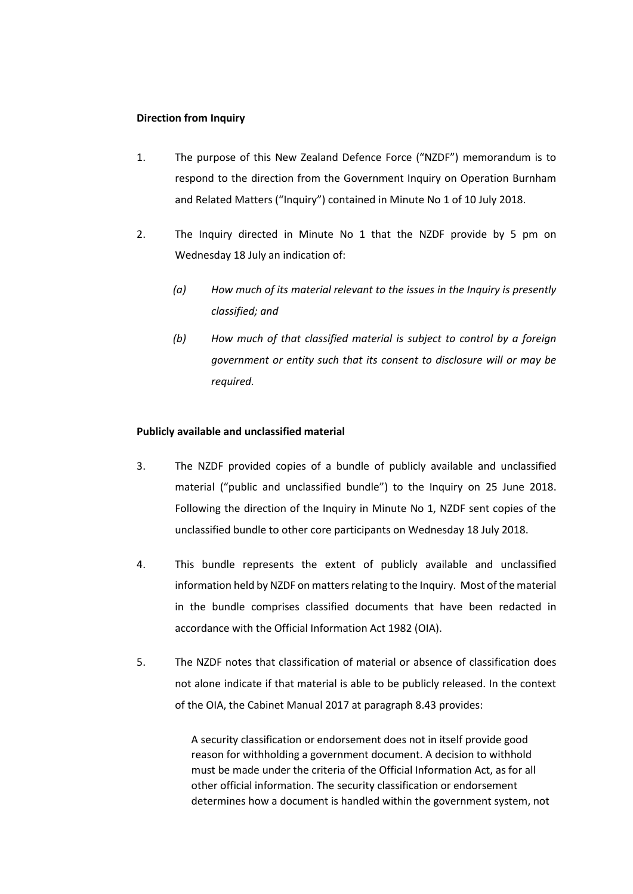**Direction from Inquiry**

1. The purpose of this New Zealand Defence Force ("NZDF") memorandum is to respond to the direction from the Government Inquiry on Operation Burnham and Related Matters ("Inquiry") contained in Minute No 1 of 10 July 2018.

2. The Inquiry directed in Minute No 1 that the NZDF provide by 5 pm on Wednesday 18 July an indication of:

   *(a) How much of its material relevant to the issues in the Inquiry is presently classified; and*

   *(b) How much of that classified material is subject to control by a foreign government or entity such that its consent to disclosure will or may be required.*

**Publicly available and unclassified material**

3. The NZDF provided copies of a bundle of publicly available and unclassified material ("public and unclassified bundle") to the Inquiry on 25 June 2018. Following the direction of the Inquiry in Minute No 1, NZDF sent copies of the unclassified bundle to other core participants on Wednesday 18 July 2018.

4. This bundle represents the extent of publicly available and unclassified information held by NZDF on matters relating to the Inquiry. Most of the material in the bundle comprises classified documents that have been redacted in accordance with the Official Information Act 1982 (OIA).

5. The NZDF notes that classification of material or absence of classification does not alone indicate if that material is able to be publicly released. In the context of the OIA, the Cabinet Manual 2017 at paragraph 8.43 provides:

   > A security classification or endorsement does not in itself provide good reason for withholding a government document. A decision to withhold must be made under the criteria of the Official Information Act, as for all other official information. The security classification or endorsement determines how a document is handled within the government system, not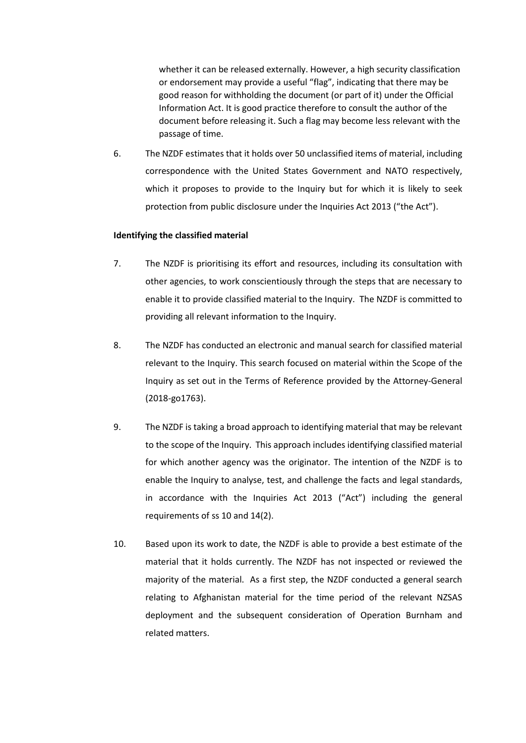whether it can be released externally. However, a high security classification or endorsement may provide a useful "flag", indicating that there may be good reason for withholding the document (or part of it) under the Official Information Act. It is good practice therefore to consult the author of the document before releasing it. Such a flag may become less relevant with the passage of time.

6. The NZDF estimates that it holds over 50 unclassified items of material, including correspondence with the United States Government and NATO respectively, which it proposes to provide to the Inquiry but for which it is likely to seek protection from public disclosure under the Inquiries Act 2013 ("the Act").

**Identifying the classified material**

7. The NZDF is prioritising its effort and resources, including its consultation with other agencies, to work conscientiously through the steps that are necessary to enable it to provide classified material to the Inquiry. The NZDF is committed to providing all relevant information to the Inquiry.

8. The NZDF has conducted an electronic and manual search for classified material relevant to the Inquiry. This search focused on material within the Scope of the Inquiry as set out in the Terms of Reference provided by the Attorney-General (2018-go1763).

9. The NZDF is taking a broad approach to identifying material that may be relevant to the scope of the Inquiry. This approach includes identifying classified material for which another agency was the originator. The intention of the NZDF is to enable the Inquiry to analyse, test, and challenge the facts and legal standards, in accordance with the Inquiries Act 2013 ("Act") including the general requirements of ss 10 and 14(2).

10. Based upon its work to date, the NZDF is able to provide a best estimate of the material that it holds currently. The NZDF has not inspected or reviewed the majority of the material. As a first step, the NZDF conducted a general search relating to Afghanistan material for the time period of the relevant NZSAS deployment and the subsequent consideration of Operation Burnham and related matters.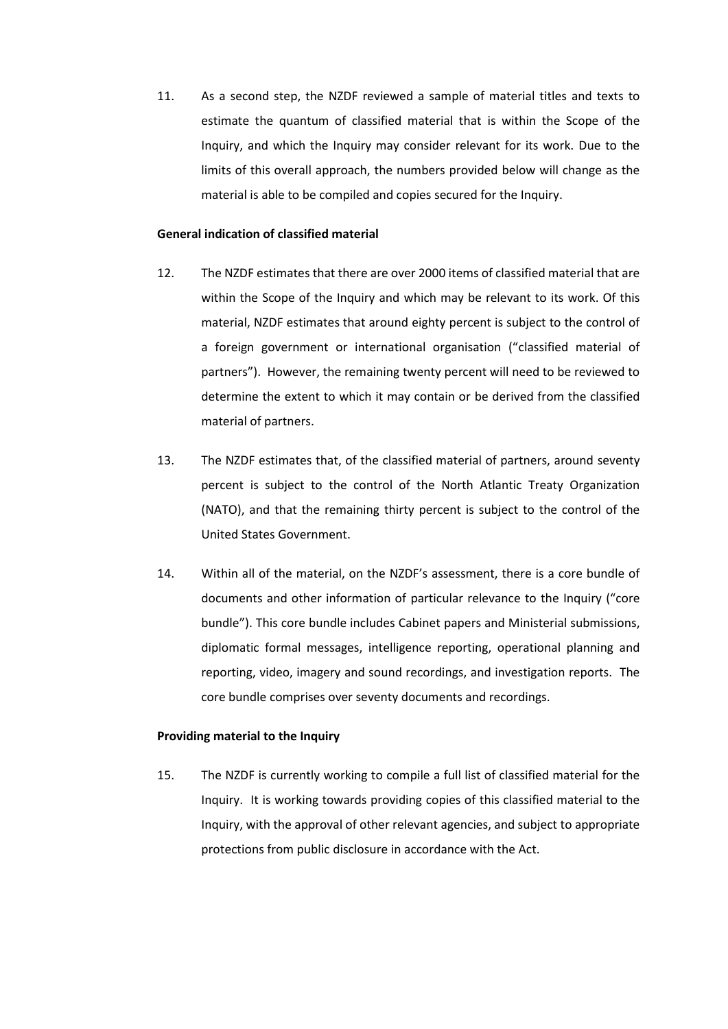11. As a second step, the NZDF reviewed a sample of material titles and texts to estimate the quantum of classified material that is within the Scope of the Inquiry, and which the Inquiry may consider relevant for its work. Due to the limits of this overall approach, the numbers provided below will change as the material is able to be compiled and copies secured for the Inquiry.

**General indication of classified material**

12. The NZDF estimates that there are over 2000 items of classified material that are within the Scope of the Inquiry and which may be relevant to its work. Of this material, NZDF estimates that around eighty percent is subject to the control of a foreign government or international organisation ("classified material of partners"). However, the remaining twenty percent will need to be reviewed to determine the extent to which it may contain or be derived from the classified material of partners.

13. The NZDF estimates that, of the classified material of partners, around seventy percent is subject to the control of the North Atlantic Treaty Organization (NATO), and that the remaining thirty percent is subject to the control of the United States Government.

14. Within all of the material, on the NZDF's assessment, there is a core bundle of documents and other information of particular relevance to the Inquiry ("core bundle"). This core bundle includes Cabinet papers and Ministerial submissions, diplomatic formal messages, intelligence reporting, operational planning and reporting, video, imagery and sound recordings, and investigation reports. The core bundle comprises over seventy documents and recordings.

**Providing material to the Inquiry**

15. The NZDF is currently working to compile a full list of classified material for the Inquiry. It is working towards providing copies of this classified material to the Inquiry, with the approval of other relevant agencies, and subject to appropriate protections from public disclosure in accordance with the Act.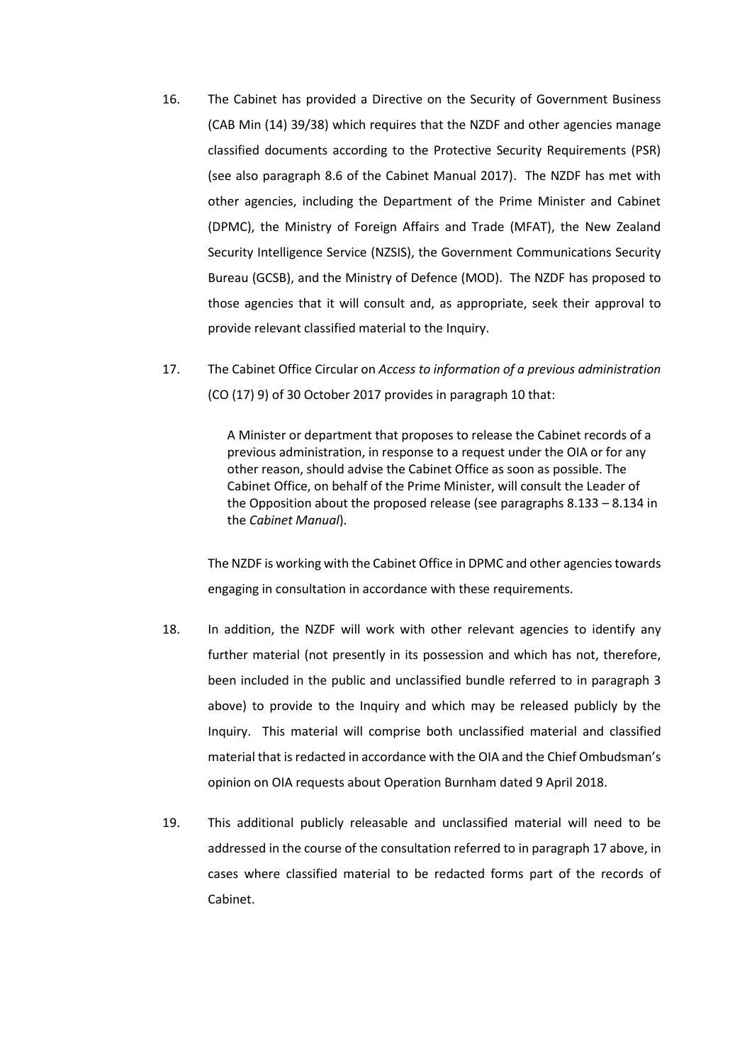16. The Cabinet has provided a Directive on the Security of Government Business (CAB Min (14) 39/38) which requires that the NZDF and other agencies manage classified documents according to the Protective Security Requirements (PSR) (see also paragraph 8.6 of the Cabinet Manual 2017). The NZDF has met with other agencies, including the Department of the Prime Minister and Cabinet (DPMC), the Ministry of Foreign Affairs and Trade (MFAT), the New Zealand Security Intelligence Service (NZSIS), the Government Communications Security Bureau (GCSB), and the Ministry of Defence (MOD). The NZDF has proposed to those agencies that it will consult and, as appropriate, seek their approval to provide relevant classified material to the Inquiry.

17. The Cabinet Office Circular on *Access to information of a previous administration* (CO (17) 9) of 30 October 2017 provides in paragraph 10 that:

> A Minister or department that proposes to release the Cabinet records of a previous administration, in response to a request under the OIA or for any other reason, should advise the Cabinet Office as soon as possible. The Cabinet Office, on behalf of the Prime Minister, will consult the Leader of the Opposition about the proposed release (see paragraphs 8.133 – 8.134 in the *Cabinet Manual*).

The NZDF is working with the Cabinet Office in DPMC and other agencies towards engaging in consultation in accordance with these requirements.

18. In addition, the NZDF will work with other relevant agencies to identify any further material (not presently in its possession and which has not, therefore, been included in the public and unclassified bundle referred to in paragraph 3 above) to provide to the Inquiry and which may be released publicly by the Inquiry. This material will comprise both unclassified material and classified material that is redacted in accordance with the OIA and the Chief Ombudsman's opinion on OIA requests about Operation Burnham dated 9 April 2018.

19. This additional publicly releasable and unclassified material will need to be addressed in the course of the consultation referred to in paragraph 17 above, in cases where classified material to be redacted forms part of the records of Cabinet.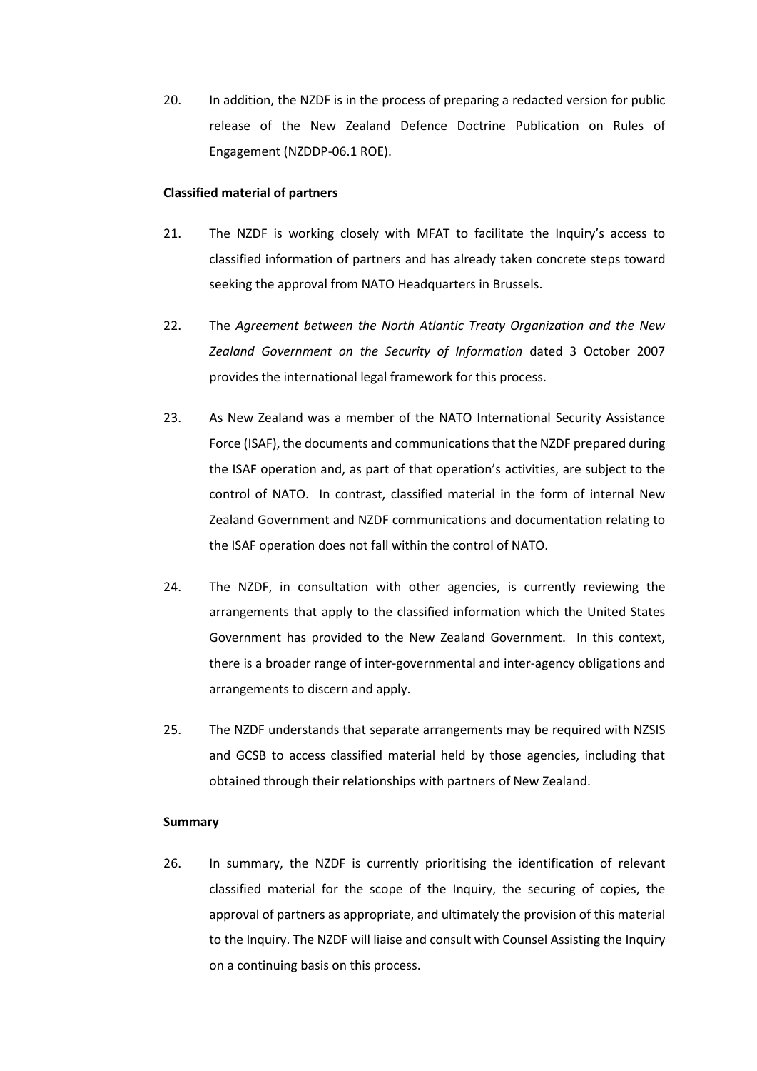20. In addition, the NZDF is in the process of preparing a redacted version for public release of the New Zealand Defence Doctrine Publication on Rules of Engagement (NZDDP-06.1 ROE).

**Classified material of partners**

21. The NZDF is working closely with MFAT to facilitate the Inquiry's access to classified information of partners and has already taken concrete steps toward seeking the approval from NATO Headquarters in Brussels.

22. The *Agreement between the North Atlantic Treaty Organization and the New Zealand Government on the Security of Information* dated 3 October 2007 provides the international legal framework for this process.

23. As New Zealand was a member of the NATO International Security Assistance Force (ISAF), the documents and communications that the NZDF prepared during the ISAF operation and, as part of that operation's activities, are subject to the control of NATO. In contrast, classified material in the form of internal New Zealand Government and NZDF communications and documentation relating to the ISAF operation does not fall within the control of NATO.

24. The NZDF, in consultation with other agencies, is currently reviewing the arrangements that apply to the classified information which the United States Government has provided to the New Zealand Government. In this context, there is a broader range of inter-governmental and inter-agency obligations and arrangements to discern and apply.

25. The NZDF understands that separate arrangements may be required with NZSIS and GCSB to access classified material held by those agencies, including that obtained through their relationships with partners of New Zealand.

**Summary**

26. In summary, the NZDF is currently prioritising the identification of relevant classified material for the scope of the Inquiry, the securing of copies, the approval of partners as appropriate, and ultimately the provision of this material to the Inquiry. The NZDF will liaise and consult with Counsel Assisting the Inquiry on a continuing basis on this process.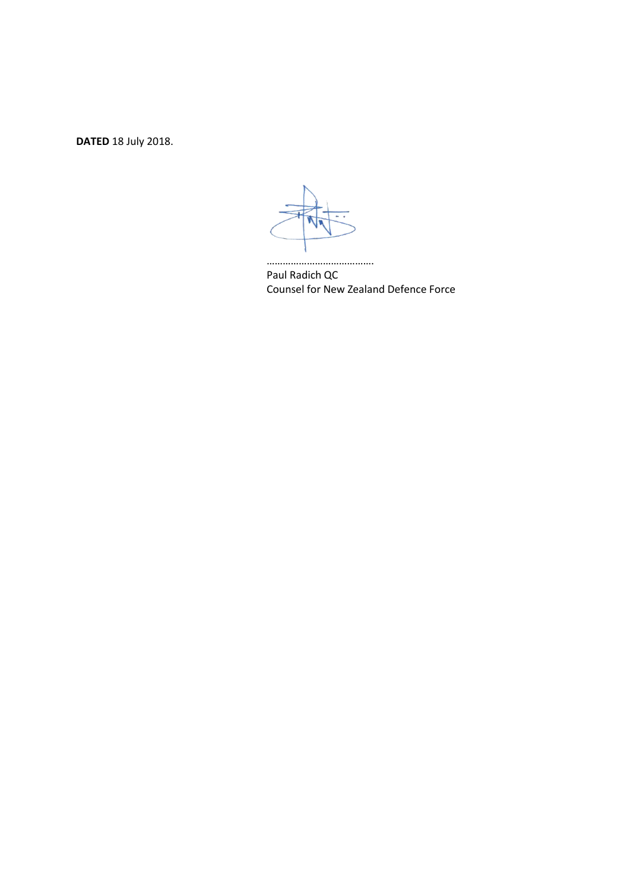**DATED** 18 July 2018.

…………………………………..
Paul Radich QC
Counsel for New Zealand Defence Force